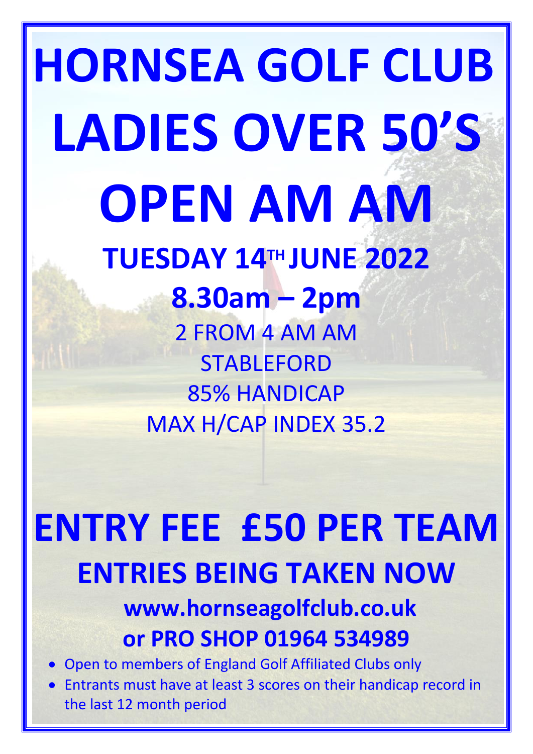# HORNSEA GOLF CLUB

# LADIES OVER 50'S

# OPEN AM AM

## TUESDAY 14TH JUNE 2022

## 8.30am – 2pm

2 FROM 4 AM AM

STABLEFORD

85% HANDICAP

MAX H/CAP INDEX 35.2

# ENTRY FEE £50 PER TEAM

## ENTRIES BEING TAKEN NOW

### www.hornseagolfclub.co.uk

### or PRO SHOP 01964 534989

- Open to members of England Golf Affiliated Clubs only
- Entrants must have at least 3 scores on their handicap record in the last 12 month period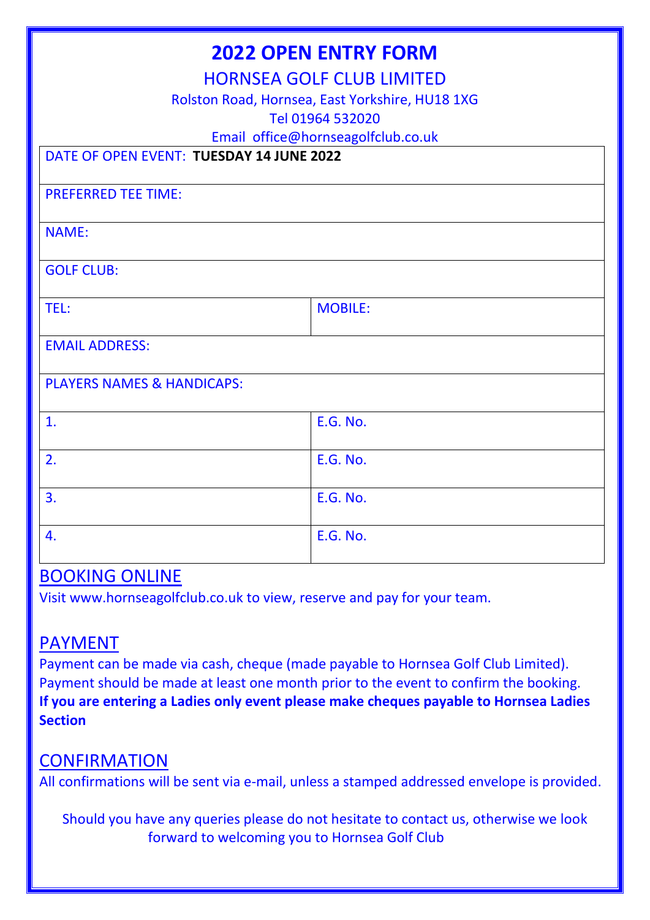# 2022 OPEN ENTRY FORM

## HORNSEA GOLF CLUB LIMITED

Rolston Road, Hornsea, East Yorkshire, HU18 1XG

Tel 01964 532020

Email office@hornseagolfclub.co.uk

| | |
|---|---|
| DATE OF OPEN EVENT: **TUESDAY 14 JUNE 2022** | |
| PREFERRED TEE TIME: | |
| NAME: | |
| GOLF CLUB: | |
| TEL: | MOBILE: |
| EMAIL ADDRESS: | |
| PLAYERS NAMES & HANDICAPS: | |
| 1. | E.G. No. |
| 2. | E.G. No. |
| 3. | E.G. No. |
| 4. | E.G. No. |

## BOOKING ONLINE

Visit www.hornseagolfclub.co.uk to view, reserve and pay for your team.

## PAYMENT

Payment can be made via cash, cheque (made payable to Hornsea Golf Club Limited). Payment should be made at least one month prior to the event to confirm the booking.
**If you are entering a Ladies only event please make cheques payable to Hornsea Ladies Section**

## CONFIRMATION

All confirmations will be sent via e-mail, unless a stamped addressed envelope is provided.

Should you have any queries please do not hesitate to contact us, otherwise we look forward to welcoming you to Hornsea Golf Club